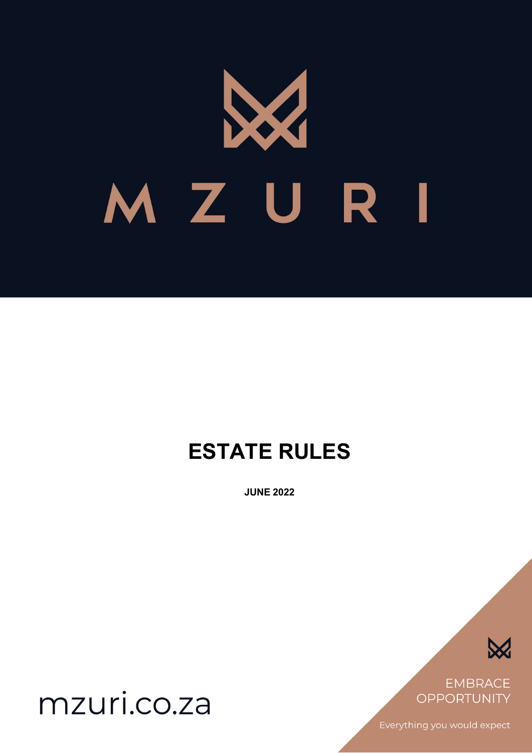M Z U R I

# ESTATE RULES

**JUNE 2022**

mzuri.co.za

EMBRACE OPPORTUNITY

Everything you would expect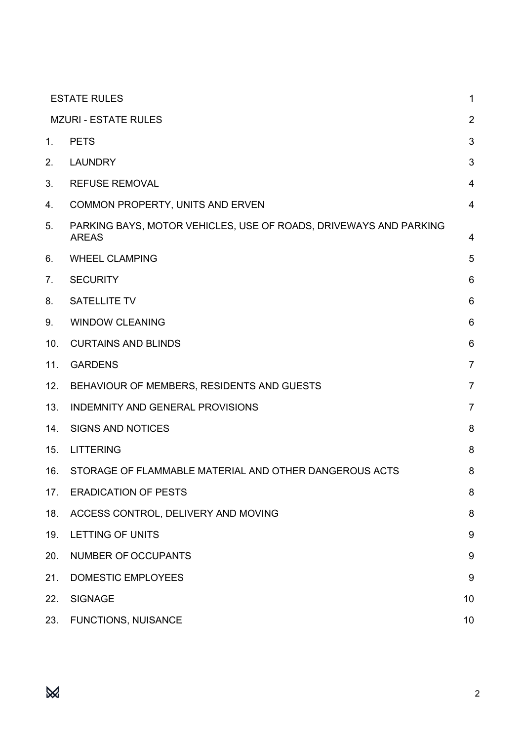| | | |
|---|---|---|
| | ESTATE RULES | 1 |
| | MZURI - ESTATE RULES | 2 |
| 1. | PETS | 3 |
| 2. | LAUNDRY | 3 |
| 3. | REFUSE REMOVAL | 4 |
| 4. | COMMON PROPERTY, UNITS AND ERVEN | 4 |
| 5. | PARKING BAYS, MOTOR VEHICLES, USE OF ROADS, DRIVEWAYS AND PARKING AREAS | 4 |
| 6. | WHEEL CLAMPING | 5 |
| 7. | SECURITY | 6 |
| 8. | SATELLITE TV | 6 |
| 9. | WINDOW CLEANING | 6 |
| 10. | CURTAINS AND BLINDS | 6 |
| 11. | GARDENS | 7 |
| 12. | BEHAVIOUR OF MEMBERS, RESIDENTS AND GUESTS | 7 |
| 13. | INDEMNITY AND GENERAL PROVISIONS | 7 |
| 14. | SIGNS AND NOTICES | 8 |
| 15. | LITTERING | 8 |
| 16. | STORAGE OF FLAMMABLE MATERIAL AND OTHER DANGEROUS ACTS | 8 |
| 17. | ERADICATION OF PESTS | 8 |
| 18. | ACCESS CONTROL, DELIVERY AND MOVING | 8 |
| 19. | LETTING OF UNITS | 9 |
| 20. | NUMBER OF OCCUPANTS | 9 |
| 21. | DOMESTIC EMPLOYEES | 9 |
| 22. | SIGNAGE | 10 |
| 23. | FUNCTIONS, NUISANCE | 10 |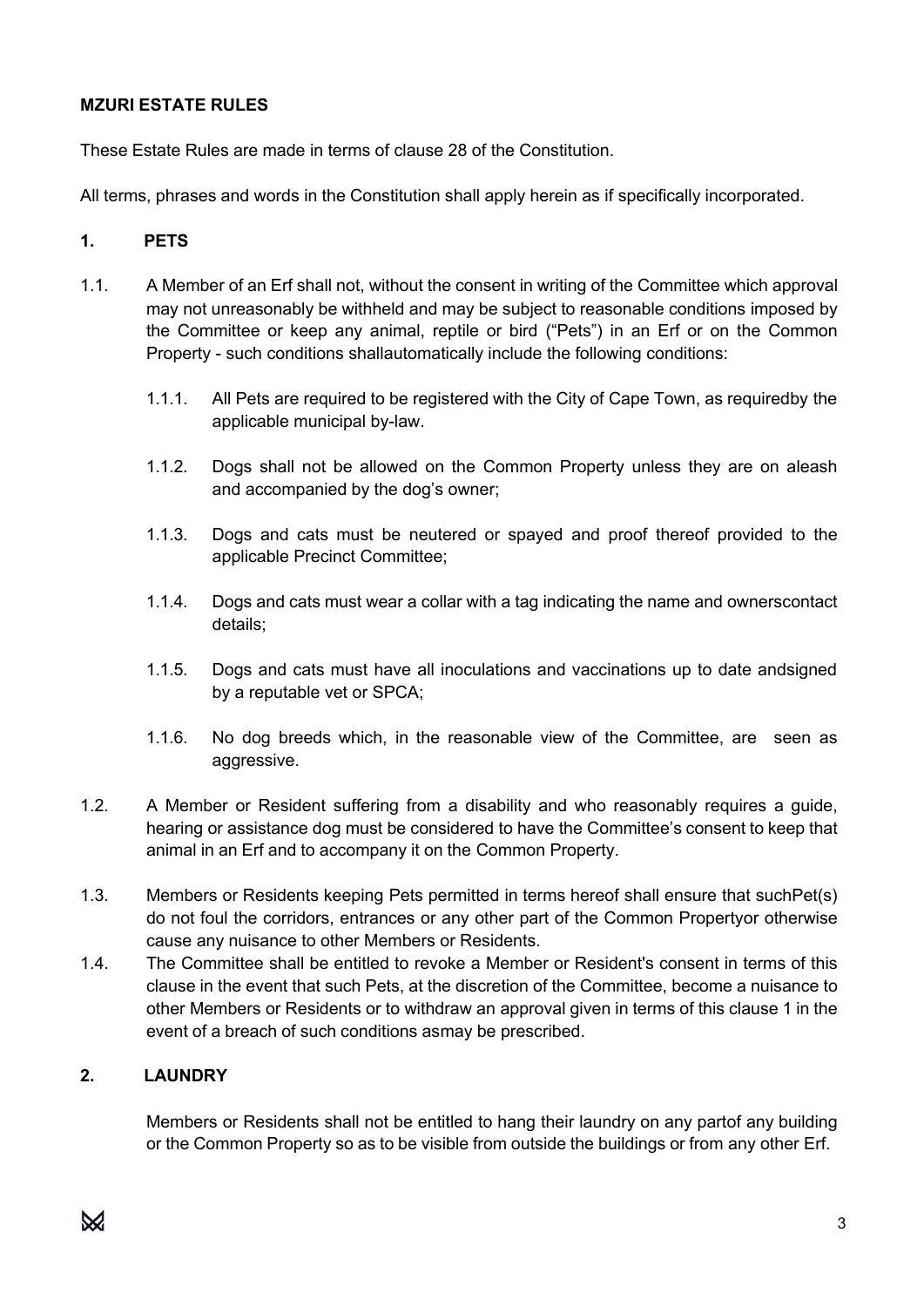**MZURI ESTATE RULES**

These Estate Rules are made in terms of clause 28 of the Constitution.

All terms, phrases and words in the Constitution shall apply herein as if specifically incorporated.

**1. PETS**

1.1. A Member of an Erf shall not, without the consent in writing of the Committee which approval may not unreasonably be withheld and may be subject to reasonable conditions imposed by the Committee or keep any animal, reptile or bird ("Pets") in an Erf or on the Common Property - such conditions shallautomatically include the following conditions:

1.1.1. All Pets are required to be registered with the City of Cape Town, as requiredby the applicable municipal by-law.

1.1.2. Dogs shall not be allowed on the Common Property unless they are on aleash and accompanied by the dog's owner;

1.1.3. Dogs and cats must be neutered or spayed and proof thereof provided to the applicable Precinct Committee;

1.1.4. Dogs and cats must wear a collar with a tag indicating the name and ownerscontact details;

1.1.5. Dogs and cats must have all inoculations and vaccinations up to date andsigned by a reputable vet or SPCA;

1.1.6. No dog breeds which, in the reasonable view of the Committee, are seen as aggressive.

1.2. A Member or Resident suffering from a disability and who reasonably requires a guide, hearing or assistance dog must be considered to have the Committee's consent to keep that animal in an Erf and to accompany it on the Common Property.

1.3. Members or Residents keeping Pets permitted in terms hereof shall ensure that suchPet(s) do not foul the corridors, entrances or any other part of the Common Propertyor otherwise cause any nuisance to other Members or Residents.

1.4. The Committee shall be entitled to revoke a Member or Resident's consent in terms of this clause in the event that such Pets, at the discretion of the Committee, become a nuisance to other Members or Residents or to withdraw an approval given in terms of this clause 1 in the event of a breach of such conditions asmay be prescribed.

**2. LAUNDRY**

Members or Residents shall not be entitled to hang their laundry on any partof any building or the Common Property so as to be visible from outside the buildings or from any other Erf.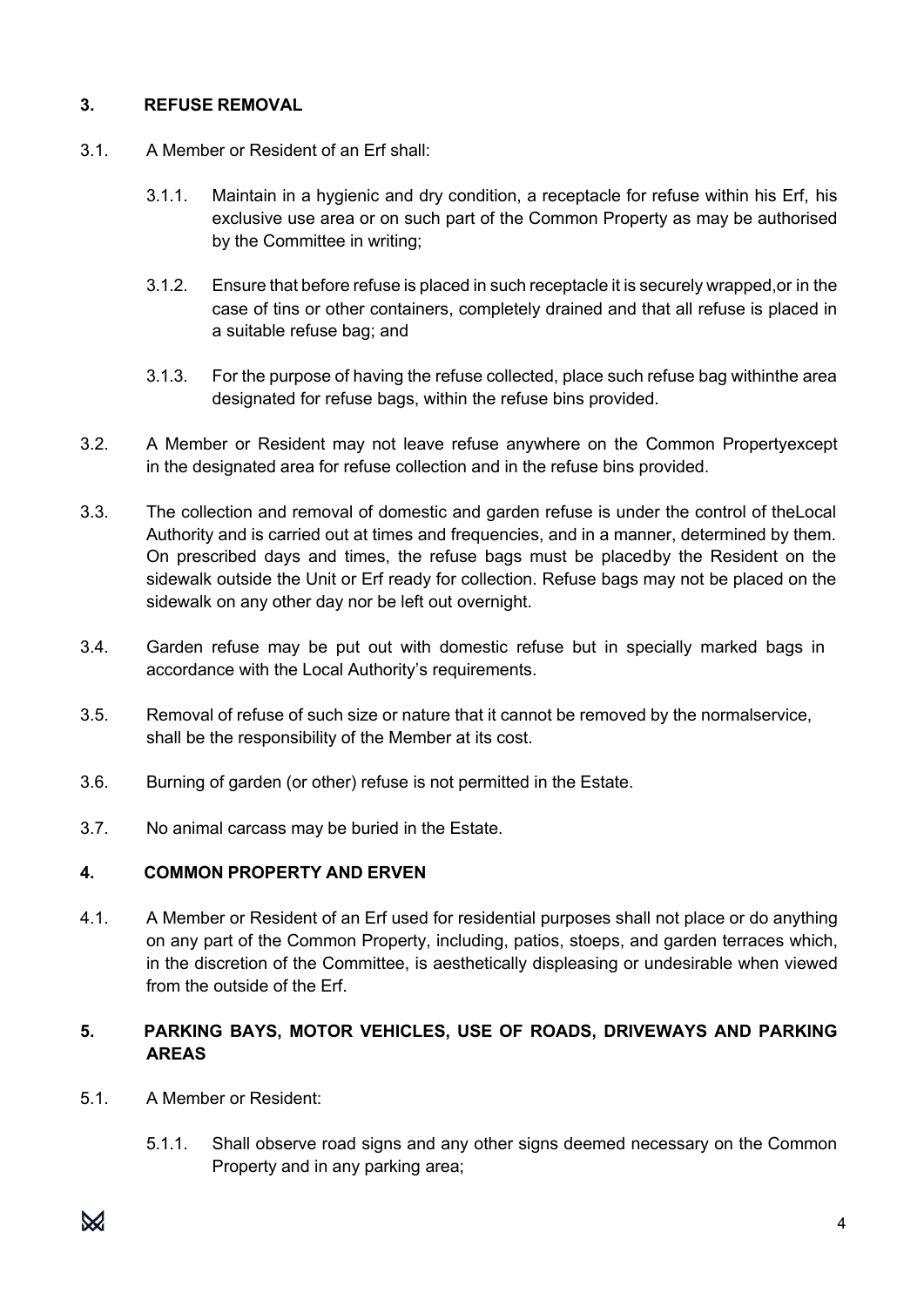## 3. REFUSE REMOVAL

3.1. A Member or Resident of an Erf shall:

3.1.1. Maintain in a hygienic and dry condition, a receptacle for refuse within his Erf, his exclusive use area or on such part of the Common Property as may be authorised by the Committee in writing;

3.1.2. Ensure that before refuse is placed in such receptacle it is securely wrapped,or in the case of tins or other containers, completely drained and that all refuse is placed in a suitable refuse bag; and

3.1.3. For the purpose of having the refuse collected, place such refuse bag withinthe area designated for refuse bags, within the refuse bins provided.

3.2. A Member or Resident may not leave refuse anywhere on the Common Propertyexcept in the designated area for refuse collection and in the refuse bins provided.

3.3. The collection and removal of domestic and garden refuse is under the control of theLocal Authority and is carried out at times and frequencies, and in a manner, determined by them. On prescribed days and times, the refuse bags must be placedby the Resident on the sidewalk outside the Unit or Erf ready for collection. Refuse bags may not be placed on the sidewalk on any other day nor be left out overnight.

3.4. Garden refuse may be put out with domestic refuse but in specially marked bags in accordance with the Local Authority's requirements.

3.5. Removal of refuse of such size or nature that it cannot be removed by the normalservice, shall be the responsibility of the Member at its cost.

3.6. Burning of garden (or other) refuse is not permitted in the Estate.

3.7. No animal carcass may be buried in the Estate.

## 4. COMMON PROPERTY AND ERVEN

4.1. A Member or Resident of an Erf used for residential purposes shall not place or do anything on any part of the Common Property, including, patios, stoeps, and garden terraces which, in the discretion of the Committee, is aesthetically displeasing or undesirable when viewed from the outside of the Erf.

## 5. PARKING BAYS, MOTOR VEHICLES, USE OF ROADS, DRIVEWAYS AND PARKING AREAS

5.1. A Member or Resident:

5.1.1. Shall observe road signs and any other signs deemed necessary on the Common Property and in any parking area;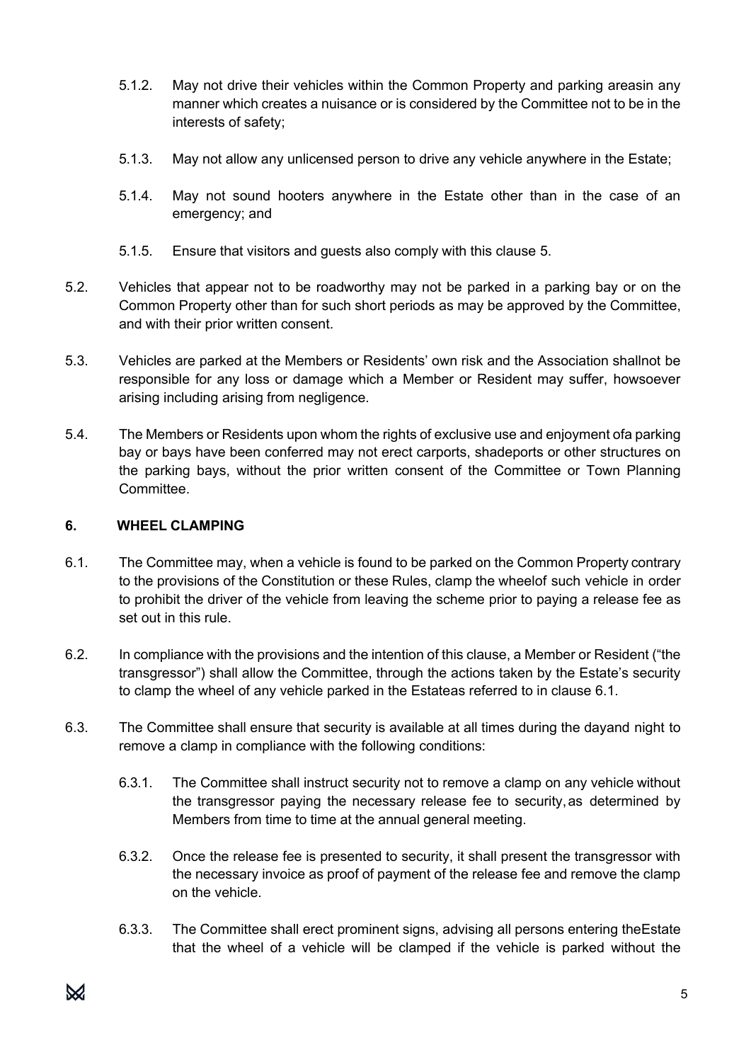5.1.2. May not drive their vehicles within the Common Property and parking areasin any manner which creates a nuisance or is considered by the Committee not to be in the interests of safety;

5.1.3. May not allow any unlicensed person to drive any vehicle anywhere in the Estate;

5.1.4. May not sound hooters anywhere in the Estate other than in the case of an emergency; and

5.1.5. Ensure that visitors and guests also comply with this clause 5.

5.2. Vehicles that appear not to be roadworthy may not be parked in a parking bay or on the Common Property other than for such short periods as may be approved by the Committee, and with their prior written consent.

5.3. Vehicles are parked at the Members or Residents' own risk and the Association shallnot be responsible for any loss or damage which a Member or Resident may suffer, howsoever arising including arising from negligence.

5.4. The Members or Residents upon whom the rights of exclusive use and enjoyment ofa parking bay or bays have been conferred may not erect carports, shadeports or other structures on the parking bays, without the prior written consent of the Committee or Town Planning Committee.

## 6. WHEEL CLAMPING

6.1. The Committee may, when a vehicle is found to be parked on the Common Property contrary to the provisions of the Constitution or these Rules, clamp the wheelof such vehicle in order to prohibit the driver of the vehicle from leaving the scheme prior to paying a release fee as set out in this rule.

6.2. In compliance with the provisions and the intention of this clause, a Member or Resident ("the transgressor") shall allow the Committee, through the actions taken by the Estate's security to clamp the wheel of any vehicle parked in the Estateas referred to in clause 6.1.

6.3. The Committee shall ensure that security is available at all times during the dayand night to remove a clamp in compliance with the following conditions:

6.3.1. The Committee shall instruct security not to remove a clamp on any vehicle without the transgressor paying the necessary release fee to security, as determined by Members from time to time at the annual general meeting.

6.3.2. Once the release fee is presented to security, it shall present the transgressor with the necessary invoice as proof of payment of the release fee and remove the clamp on the vehicle.

6.3.3. The Committee shall erect prominent signs, advising all persons entering theEstate that the wheel of a vehicle will be clamped if the vehicle is parked without the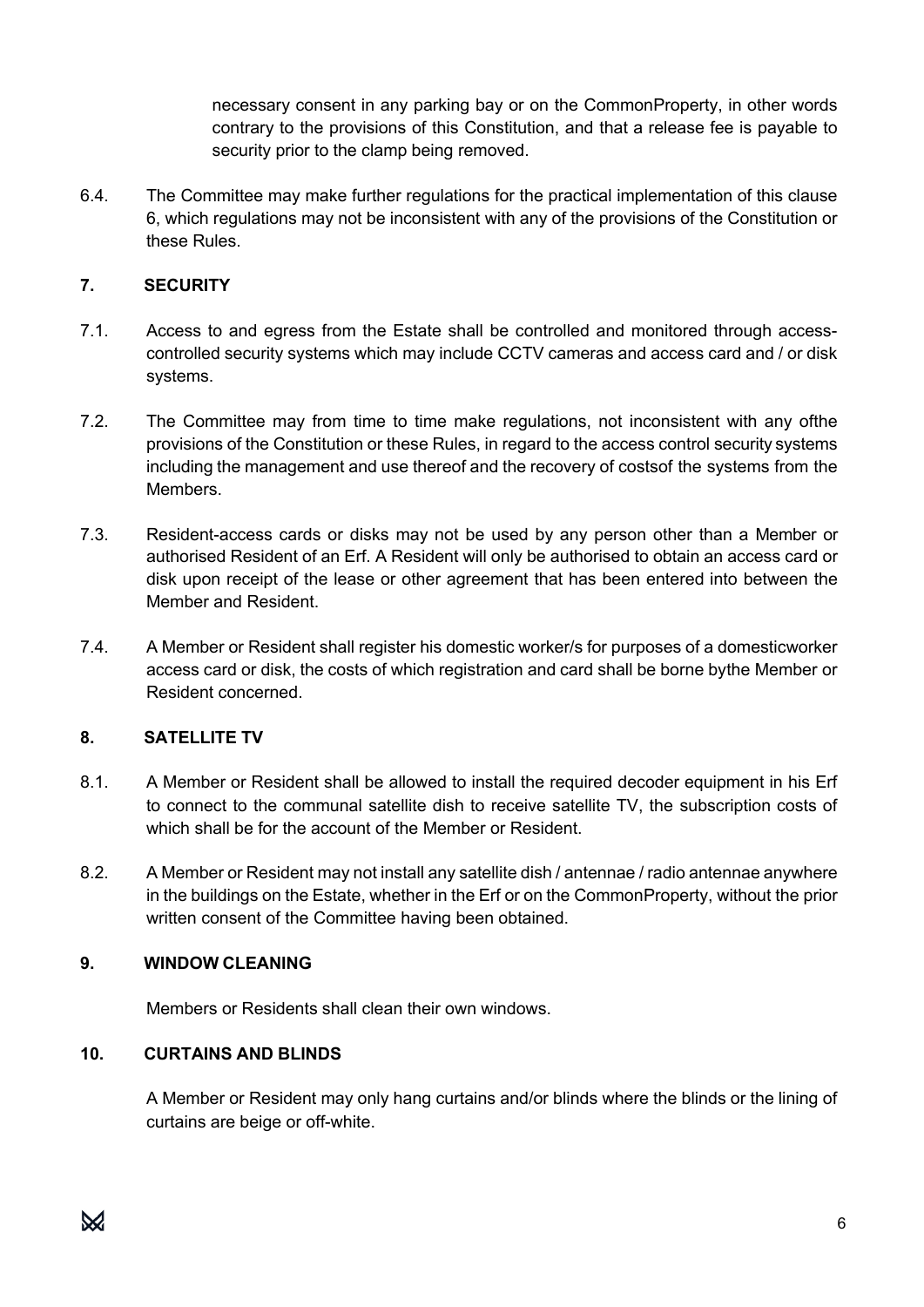necessary consent in any parking bay or on the CommonProperty, in other words contrary to the provisions of this Constitution, and that a release fee is payable to security prior to the clamp being removed.

6.4. The Committee may make further regulations for the practical implementation of this clause 6, which regulations may not be inconsistent with any of the provisions of the Constitution or these Rules.

## 7. SECURITY

7.1. Access to and egress from the Estate shall be controlled and monitored through access-controlled security systems which may include CCTV cameras and access card and / or disk systems.

7.2. The Committee may from time to time make regulations, not inconsistent with any ofthe provisions of the Constitution or these Rules, in regard to the access control security systems including the management and use thereof and the recovery of costsof the systems from the Members.

7.3. Resident-access cards or disks may not be used by any person other than a Member or authorised Resident of an Erf. A Resident will only be authorised to obtain an access card or disk upon receipt of the lease or other agreement that has been entered into between the Member and Resident.

7.4. A Member or Resident shall register his domestic worker/s for purposes of a domesticworker access card or disk, the costs of which registration and card shall be borne bythe Member or Resident concerned.

## 8. SATELLITE TV

8.1. A Member or Resident shall be allowed to install the required decoder equipment in his Erf to connect to the communal satellite dish to receive satellite TV, the subscription costs of which shall be for the account of the Member or Resident.

8.2. A Member or Resident may not install any satellite dish / antennae / radio antennae anywhere in the buildings on the Estate, whether in the Erf or on the CommonProperty, without the prior written consent of the Committee having been obtained.

## 9. WINDOW CLEANING

Members or Residents shall clean their own windows.

## 10. CURTAINS AND BLINDS

A Member or Resident may only hang curtains and/or blinds where the blinds or the lining of curtains are beige or off-white.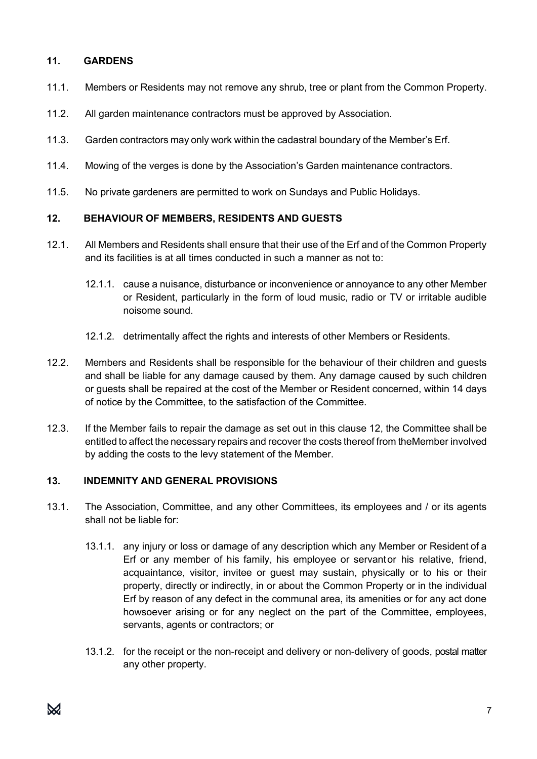## 11. GARDENS

11.1. Members or Residents may not remove any shrub, tree or plant from the Common Property.

11.2. All garden maintenance contractors must be approved by Association.

11.3. Garden contractors may only work within the cadastral boundary of the Member's Erf.

11.4. Mowing of the verges is done by the Association's Garden maintenance contractors.

11.5. No private gardeners are permitted to work on Sundays and Public Holidays.

## 12. BEHAVIOUR OF MEMBERS, RESIDENTS AND GUESTS

12.1. All Members and Residents shall ensure that their use of the Erf and of the Common Property and its facilities is at all times conducted in such a manner as not to:

12.1.1. cause a nuisance, disturbance or inconvenience or annoyance to any other Member or Resident, particularly in the form of loud music, radio or TV or irritable audible noisome sound.

12.1.2. detrimentally affect the rights and interests of other Members or Residents.

12.2. Members and Residents shall be responsible for the behaviour of their children and guests and shall be liable for any damage caused by them. Any damage caused by such children or guests shall be repaired at the cost of the Member or Resident concerned, within 14 days of notice by the Committee, to the satisfaction of the Committee.

12.3. If the Member fails to repair the damage as set out in this clause 12, the Committee shall be entitled to affect the necessary repairs and recover the costs thereof from theMember involved by adding the costs to the levy statement of the Member.

## 13. INDEMNITY AND GENERAL PROVISIONS

13.1. The Association, Committee, and any other Committees, its employees and / or its agents shall not be liable for:

13.1.1. any injury or loss or damage of any description which any Member or Resident of a Erf or any member of his family, his employee or servantor his relative, friend, acquaintance, visitor, invitee or guest may sustain, physically or to his or their property, directly or indirectly, in or about the Common Property or in the individual Erf by reason of any defect in the communal area, its amenities or for any act done howsoever arising or for any neglect on the part of the Committee, employees, servants, agents or contractors; or

13.1.2. for the receipt or the non-receipt and delivery or non-delivery of goods, postal matter any other property.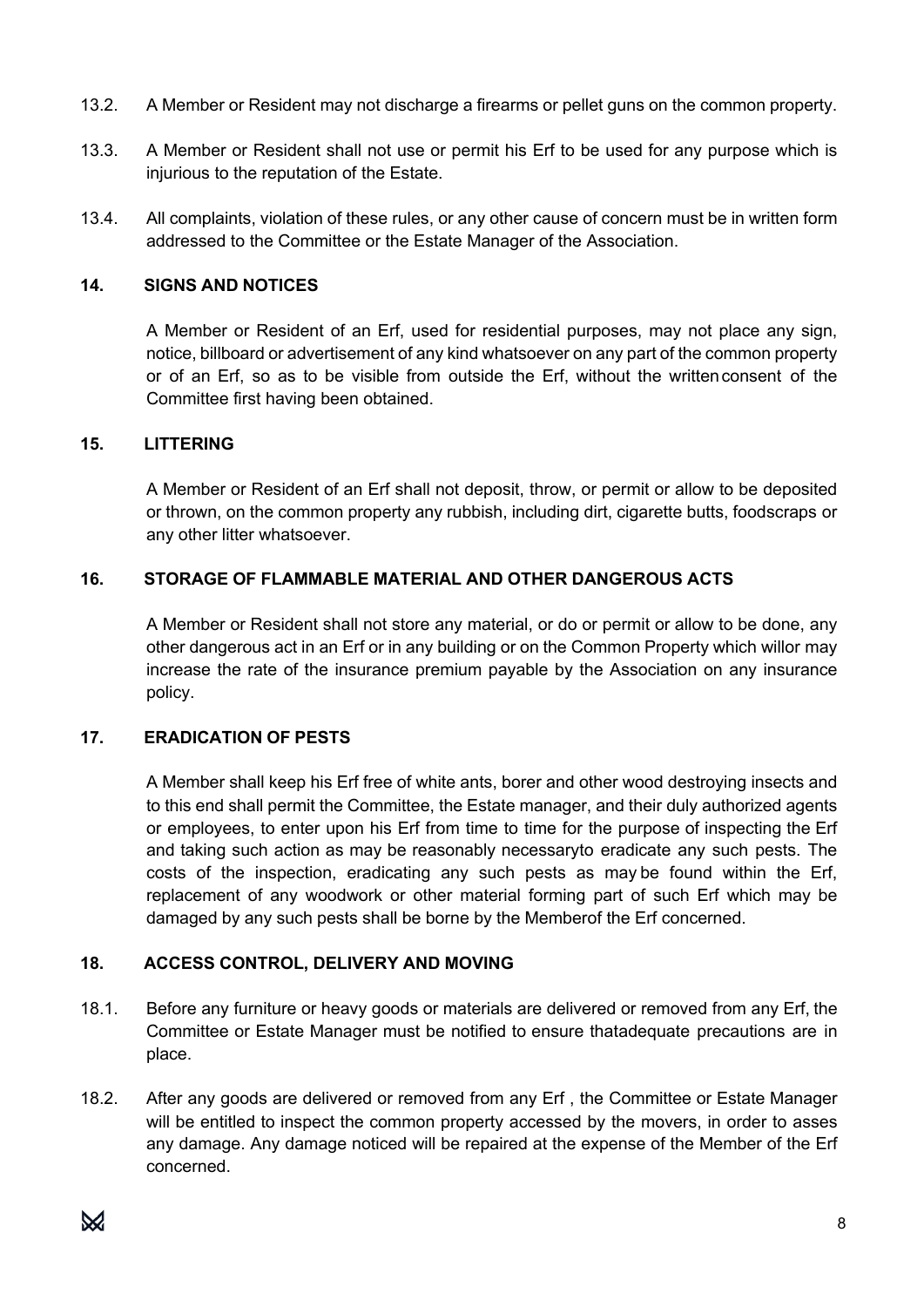13.2. A Member or Resident may not discharge a firearms or pellet guns on the common property.

13.3. A Member or Resident shall not use or permit his Erf to be used for any purpose which is injurious to the reputation of the Estate.

13.4. All complaints, violation of these rules, or any other cause of concern must be in written form addressed to the Committee or the Estate Manager of the Association.

## 14. SIGNS AND NOTICES

A Member or Resident of an Erf, used for residential purposes, may not place any sign, notice, billboard or advertisement of any kind whatsoever on any part of the common property or of an Erf, so as to be visible from outside the Erf, without the written consent of the Committee first having been obtained.

## 15. LITTERING

A Member or Resident of an Erf shall not deposit, throw, or permit or allow to be deposited or thrown, on the common property any rubbish, including dirt, cigarette butts, foodscraps or any other litter whatsoever.

## 16. STORAGE OF FLAMMABLE MATERIAL AND OTHER DANGEROUS ACTS

A Member or Resident shall not store any material, or do or permit or allow to be done, any other dangerous act in an Erf or in any building or on the Common Property which willor may increase the rate of the insurance premium payable by the Association on any insurance policy.

## 17. ERADICATION OF PESTS

A Member shall keep his Erf free of white ants, borer and other wood destroying insects and to this end shall permit the Committee, the Estate manager, and their duly authorized agents or employees, to enter upon his Erf from time to time for the purpose of inspecting the Erf and taking such action as may be reasonably necessaryto eradicate any such pests. The costs of the inspection, eradicating any such pests as may be found within the Erf, replacement of any woodwork or other material forming part of such Erf which may be damaged by any such pests shall be borne by the Memberof the Erf concerned.

## 18. ACCESS CONTROL, DELIVERY AND MOVING

18.1. Before any furniture or heavy goods or materials are delivered or removed from any Erf, the Committee or Estate Manager must be notified to ensure thatadequate precautions are in place.

18.2. After any goods are delivered or removed from any Erf , the Committee or Estate Manager will be entitled to inspect the common property accessed by the movers, in order to asses any damage. Any damage noticed will be repaired at the expense of the Member of the Erf concerned.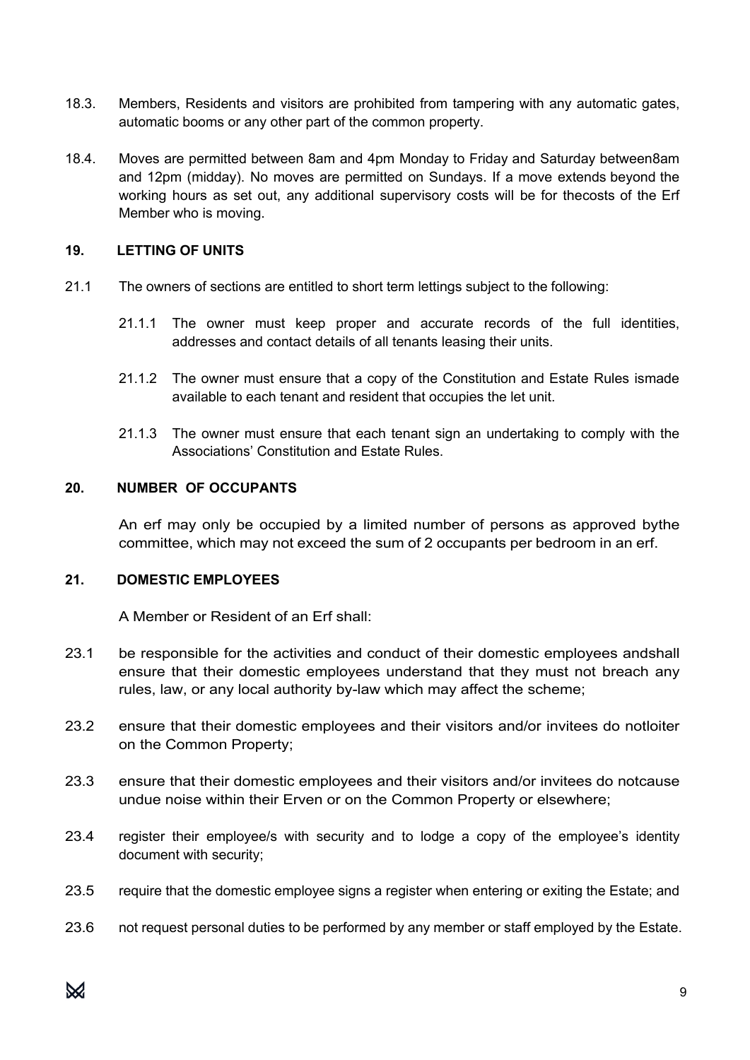18.3. Members, Residents and visitors are prohibited from tampering with any automatic gates, automatic booms or any other part of the common property.

18.4. Moves are permitted between 8am and 4pm Monday to Friday and Saturday between8am and 12pm (midday). No moves are permitted on Sundays. If a move extends beyond the working hours as set out, any additional supervisory costs will be for thecosts of the Erf Member who is moving.

## 19. LETTING OF UNITS

21.1 The owners of sections are entitled to short term lettings subject to the following:

21.1.1 The owner must keep proper and accurate records of the full identities, addresses and contact details of all tenants leasing their units.

21.1.2 The owner must ensure that a copy of the Constitution and Estate Rules ismade available to each tenant and resident that occupies the let unit.

21.1.3 The owner must ensure that each tenant sign an undertaking to comply with the Associations' Constitution and Estate Rules.

## 20. NUMBER OF OCCUPANTS

An erf may only be occupied by a limited number of persons as approved bythe committee, which may not exceed the sum of 2 occupants per bedroom in an erf.

## 21. DOMESTIC EMPLOYEES

A Member or Resident of an Erf shall:

23.1 be responsible for the activities and conduct of their domestic employees andshall ensure that their domestic employees understand that they must not breach any rules, law, or any local authority by-law which may affect the scheme;

23.2 ensure that their domestic employees and their visitors and/or invitees do notloiter on the Common Property;

23.3 ensure that their domestic employees and their visitors and/or invitees do notcause undue noise within their Erven or on the Common Property or elsewhere;

23.4 register their employee/s with security and to lodge a copy of the employee's identity document with security;

23.5 require that the domestic employee signs a register when entering or exiting the Estate; and

23.6 not request personal duties to be performed by any member or staff employed by the Estate.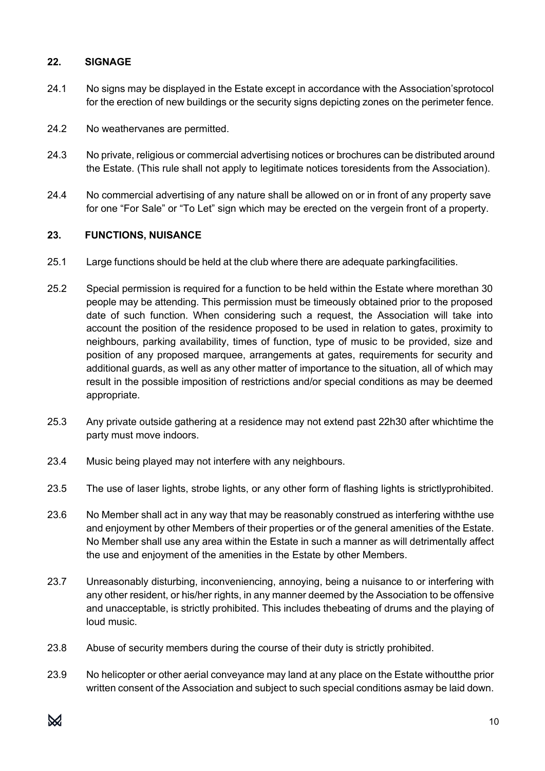## 22. SIGNAGE

24.1 No signs may be displayed in the Estate except in accordance with the Association'sprotocol for the erection of new buildings or the security signs depicting zones on the perimeter fence.

24.2 No weathervanes are permitted.

24.3 No private, religious or commercial advertising notices or brochures can be distributed around the Estate. (This rule shall not apply to legitimate notices toresidents from the Association).

24.4 No commercial advertising of any nature shall be allowed on or in front of any property save for one "For Sale" or "To Let" sign which may be erected on the vergein front of a property.

## 23. FUNCTIONS, NUISANCE

25.1 Large functions should be held at the club where there are adequate parkingfacilities.

25.2 Special permission is required for a function to be held within the Estate where morethan 30 people may be attending. This permission must be timeously obtained prior to the proposed date of such function. When considering such a request, the Association will take into account the position of the residence proposed to be used in relation to gates, proximity to neighbours, parking availability, times of function, type of music to be provided, size and position of any proposed marquee, arrangements at gates, requirements for security and additional guards, as well as any other matter of importance to the situation, all of which may result in the possible imposition of restrictions and/or special conditions as may be deemed appropriate.

25.3 Any private outside gathering at a residence may not extend past 22h30 after whichtime the party must move indoors.

23.4 Music being played may not interfere with any neighbours.

23.5 The use of laser lights, strobe lights, or any other form of flashing lights is strictlyprohibited.

23.6 No Member shall act in any way that may be reasonably construed as interfering withthe use and enjoyment by other Members of their properties or of the general amenities of the Estate. No Member shall use any area within the Estate in such a manner as will detrimentally affect the use and enjoyment of the amenities in the Estate by other Members.

23.7 Unreasonably disturbing, inconveniencing, annoying, being a nuisance to or interfering with any other resident, or his/her rights, in any manner deemed by the Association to be offensive and unacceptable, is strictly prohibited. This includes thebeating of drums and the playing of loud music.

23.8 Abuse of security members during the course of their duty is strictly prohibited.

23.9 No helicopter or other aerial conveyance may land at any place on the Estate withoutthe prior written consent of the Association and subject to such special conditions asmay be laid down.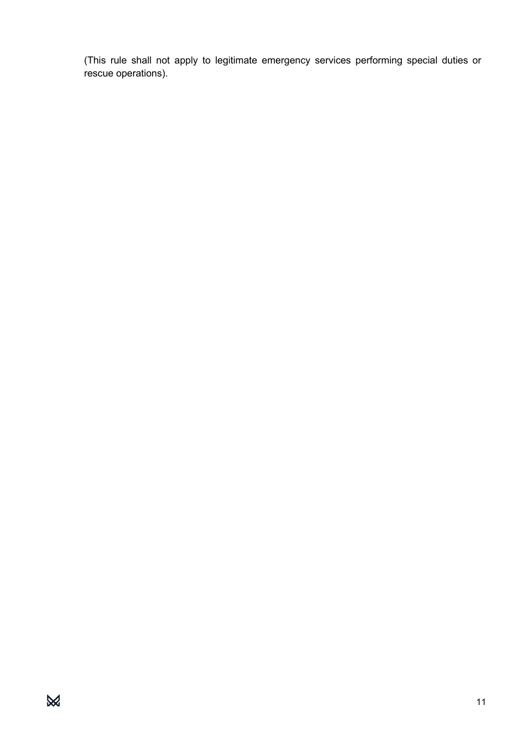(This rule shall not apply to legitimate emergency services performing special duties or rescue operations).